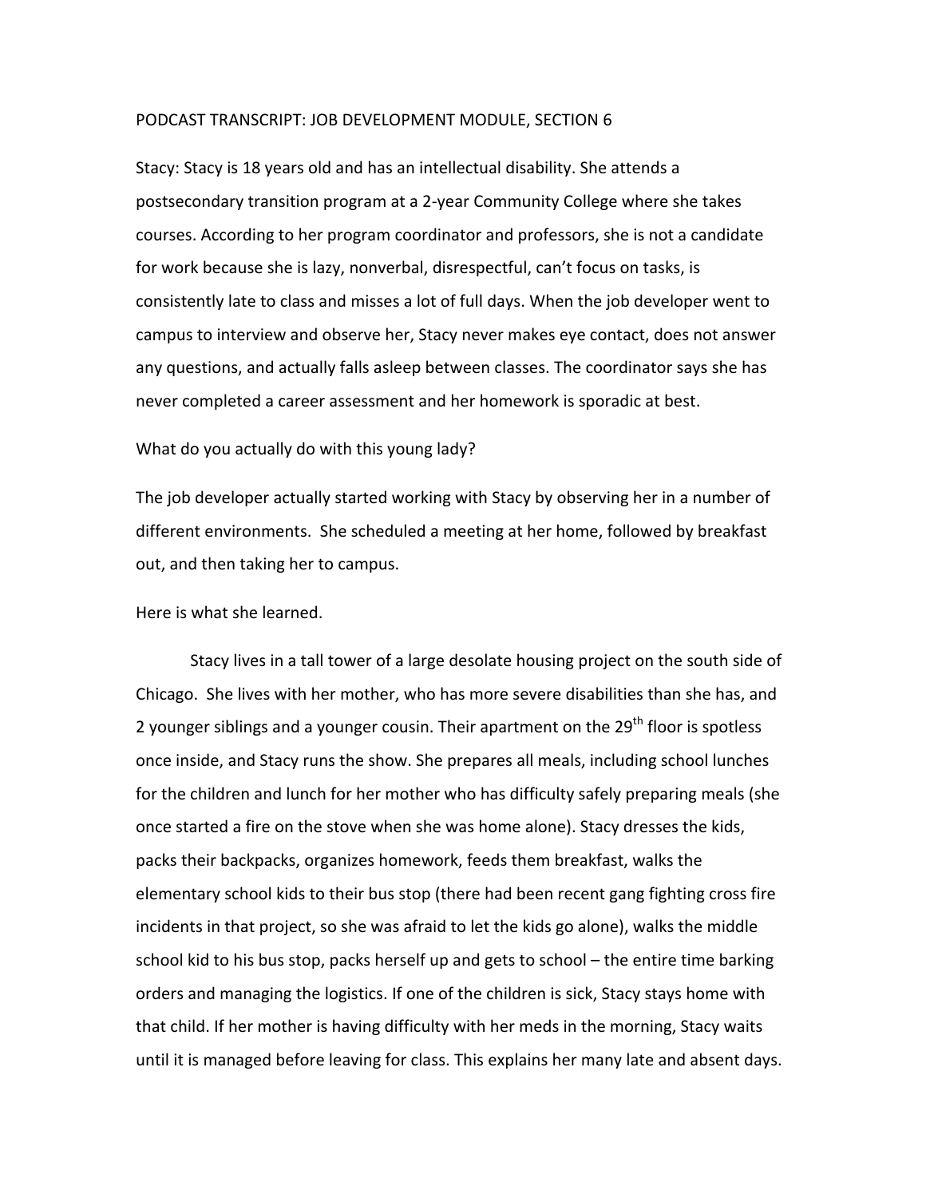PODCAST TRANSCRIPT: JOB DEVELOPMENT MODULE, SECTION 6

Stacy: Stacy is 18 years old and has an intellectual disability. She attends a postsecondary transition program at a 2-year Community College where she takes courses. According to her program coordinator and professors, she is not a candidate for work because she is lazy, nonverbal, disrespectful, can't focus on tasks, is consistently late to class and misses a lot of full days. When the job developer went to campus to interview and observe her, Stacy never makes eye contact, does not answer any questions, and actually falls asleep between classes. The coordinator says she has never completed a career assessment and her homework is sporadic at best.

What do you actually do with this young lady?

The job developer actually started working with Stacy by observing her in a number of different environments. She scheduled a meeting at her home, followed by breakfast out, and then taking her to campus.

Here is what she learned.

Stacy lives in a tall tower of a large desolate housing project on the south side of Chicago. She lives with her mother, who has more severe disabilities than she has, and 2 younger siblings and a younger cousin. Their apartment on the 29th floor is spotless once inside, and Stacy runs the show. She prepares all meals, including school lunches for the children and lunch for her mother who has difficulty safely preparing meals (she once started a fire on the stove when she was home alone). Stacy dresses the kids, packs their backpacks, organizes homework, feeds them breakfast, walks the elementary school kids to their bus stop (there had been recent gang fighting cross fire incidents in that project, so she was afraid to let the kids go alone), walks the middle school kid to his bus stop, packs herself up and gets to school – the entire time barking orders and managing the logistics. If one of the children is sick, Stacy stays home with that child. If her mother is having difficulty with her meds in the morning, Stacy waits until it is managed before leaving for class. This explains her many late and absent days.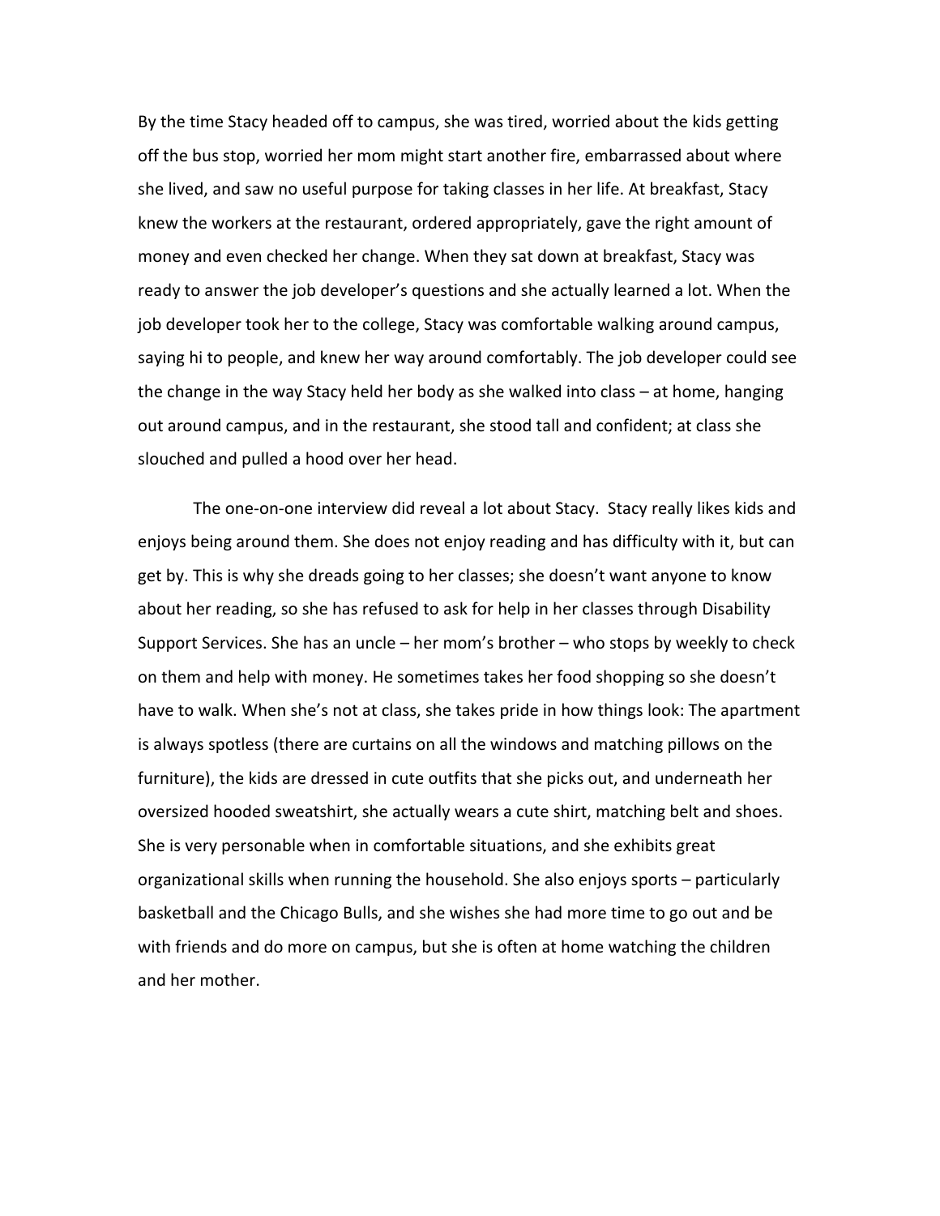By the time Stacy headed off to campus, she was tired, worried about the kids getting off the bus stop, worried her mom might start another fire, embarrassed about where she lived, and saw no useful purpose for taking classes in her life. At breakfast, Stacy knew the workers at the restaurant, ordered appropriately, gave the right amount of money and even checked her change. When they sat down at breakfast, Stacy was ready to answer the job developer's questions and she actually learned a lot. When the job developer took her to the college, Stacy was comfortable walking around campus, saying hi to people, and knew her way around comfortably. The job developer could see the change in the way Stacy held her body as she walked into class – at home, hanging out around campus, and in the restaurant, she stood tall and confident; at class she slouched and pulled a hood over her head.

The one-on-one interview did reveal a lot about Stacy. Stacy really likes kids and enjoys being around them. She does not enjoy reading and has difficulty with it, but can get by. This is why she dreads going to her classes; she doesn't want anyone to know about her reading, so she has refused to ask for help in her classes through Disability Support Services. She has an uncle – her mom's brother – who stops by weekly to check on them and help with money. He sometimes takes her food shopping so she doesn't have to walk. When she's not at class, she takes pride in how things look: The apartment is always spotless (there are curtains on all the windows and matching pillows on the furniture), the kids are dressed in cute outfits that she picks out, and underneath her oversized hooded sweatshirt, she actually wears a cute shirt, matching belt and shoes. She is very personable when in comfortable situations, and she exhibits great organizational skills when running the household. She also enjoys sports – particularly basketball and the Chicago Bulls, and she wishes she had more time to go out and be with friends and do more on campus, but she is often at home watching the children and her mother.